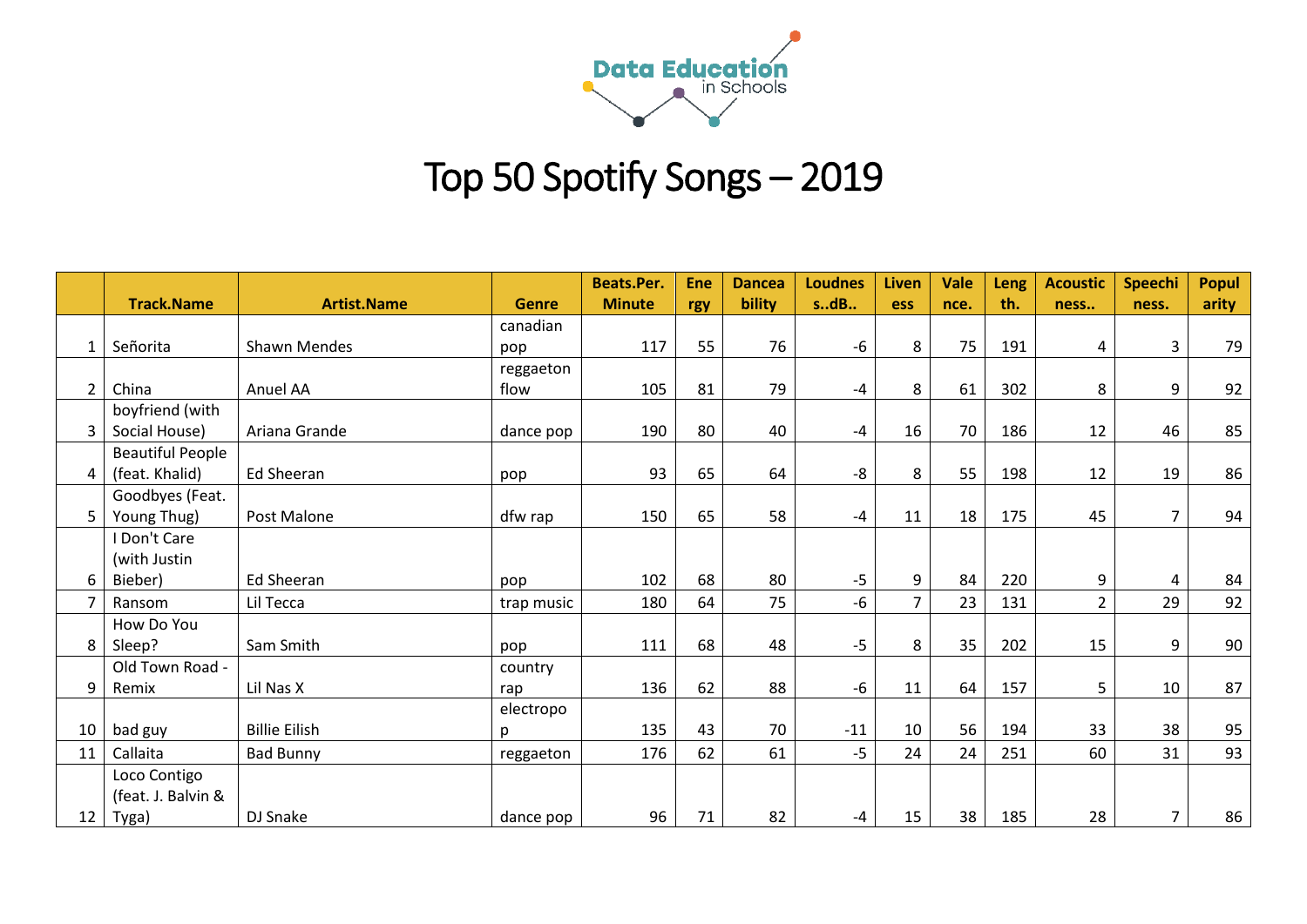# Top 50 Spotify Songs – 2019

| | Track.Name | Artist.Name | Genre | Beats.Per.Minute | Energy | Danceability | Loudness..dB.. | Liveness | Valence. | Length. | Acousticness.. | Speechiness. | Popularity |
|---|---|---|---|---|---|---|---|---|---|---|---|---|---|
| 1 | Señorita | Shawn Mendes | canadian pop | 117 | 55 | 76 | -6 | 8 | 75 | 191 | 4 | 3 | 79 |
| 2 | China | Anuel AA | reggaeton flow | 105 | 81 | 79 | -4 | 8 | 61 | 302 | 8 | 9 | 92 |
| 3 | boyfriend (with Social House) | Ariana Grande | dance pop | 190 | 80 | 40 | -4 | 16 | 70 | 186 | 12 | 46 | 85 |
| 4 | Beautiful People (feat. Khalid) | Ed Sheeran | pop | 93 | 65 | 64 | -8 | 8 | 55 | 198 | 12 | 19 | 86 |
| 5 | Goodbyes (Feat. Young Thug) | Post Malone | dfw rap | 150 | 65 | 58 | -4 | 11 | 18 | 175 | 45 | 7 | 94 |
| 6 | I Don't Care (with Justin Bieber) | Ed Sheeran | pop | 102 | 68 | 80 | -5 | 9 | 84 | 220 | 9 | 4 | 84 |
| 7 | Ransom | Lil Tecca | trap music | 180 | 64 | 75 | -6 | 7 | 23 | 131 | 2 | 29 | 92 |
| 8 | How Do You Sleep? | Sam Smith | pop | 111 | 68 | 48 | -5 | 8 | 35 | 202 | 15 | 9 | 90 |
| 9 | Old Town Road - Remix | Lil Nas X | country rap | 136 | 62 | 88 | -6 | 11 | 64 | 157 | 5 | 10 | 87 |
| 10 | bad guy | Billie Eilish | electropop | 135 | 43 | 70 | -11 | 10 | 56 | 194 | 33 | 38 | 95 |
| 11 | Callaita | Bad Bunny | reggaeton | 176 | 62 | 61 | -5 | 24 | 24 | 251 | 60 | 31 | 93 |
| 12 | Loco Contigo (feat. J. Balvin & Tyga) | DJ Snake | dance pop | 96 | 71 | 82 | -4 | 15 | 38 | 185 | 28 | 7 | 86 |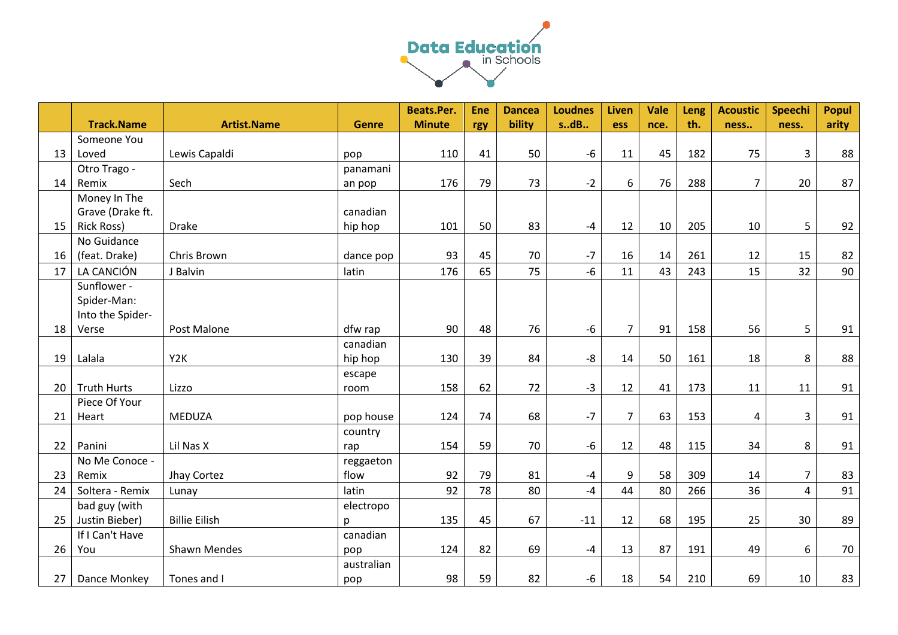| | Track.Name | Artist.Name | Genre | Beats.Per.Minute | Energy | Danceability | Loudness..dB.. | Liveness | Valence. | Length. | Acousticness.. | Speechiness. | Popularity |
|---|---|---|---|---|---|---|---|---|---|---|---|---|---|
| 13 | Someone You Loved | Lewis Capaldi | pop | 110 | 41 | 50 | -6 | 11 | 45 | 182 | 75 | 3 | 88 |
| 14 | Otro Trago - Remix | Sech | panamanian pop | 176 | 79 | 73 | -2 | 6 | 76 | 288 | 7 | 20 | 87 |
| 15 | Money In The Grave (Drake ft. Rick Ross) | Drake | canadian hip hop | 101 | 50 | 83 | -4 | 12 | 10 | 205 | 10 | 5 | 92 |
| 16 | No Guidance (feat. Drake) | Chris Brown | dance pop | 93 | 45 | 70 | -7 | 16 | 14 | 261 | 12 | 15 | 82 |
| 17 | LA CANCIÓN | J Balvin | latin | 176 | 65 | 75 | -6 | 11 | 43 | 243 | 15 | 32 | 90 |
| 18 | Sunflower - Spider-Man: Into the Spider-Verse | Post Malone | dfw rap | 90 | 48 | 76 | -6 | 7 | 91 | 158 | 56 | 5 | 91 |
| 19 | Lalala | Y2K | canadian hip hop | 130 | 39 | 84 | -8 | 14 | 50 | 161 | 18 | 8 | 88 |
| 20 | Truth Hurts | Lizzo | escape room | 158 | 62 | 72 | -3 | 12 | 41 | 173 | 11 | 11 | 91 |
| 21 | Piece Of Your Heart | MEDUZA | pop house | 124 | 74 | 68 | -7 | 7 | 63 | 153 | 4 | 3 | 91 |
| 22 | Panini | Lil Nas X | country rap | 154 | 59 | 70 | -6 | 12 | 48 | 115 | 34 | 8 | 91 |
| 23 | No Me Conoce - Remix | Jhay Cortez | reggaeton flow | 92 | 79 | 81 | -4 | 9 | 58 | 309 | 14 | 7 | 83 |
| 24 | Soltera - Remix | Lunay | latin | 92 | 78 | 80 | -4 | 44 | 80 | 266 | 36 | 4 | 91 |
| 25 | bad guy (with Justin Bieber) | Billie Eilish | electropop | 135 | 45 | 67 | -11 | 12 | 68 | 195 | 25 | 30 | 89 |
| 26 | If I Can't Have You | Shawn Mendes | canadian pop | 124 | 82 | 69 | -4 | 13 | 87 | 191 | 49 | 6 | 70 |
| 27 | Dance Monkey | Tones and I | australian pop | 98 | 59 | 82 | -6 | 18 | 54 | 210 | 69 | 10 | 83 |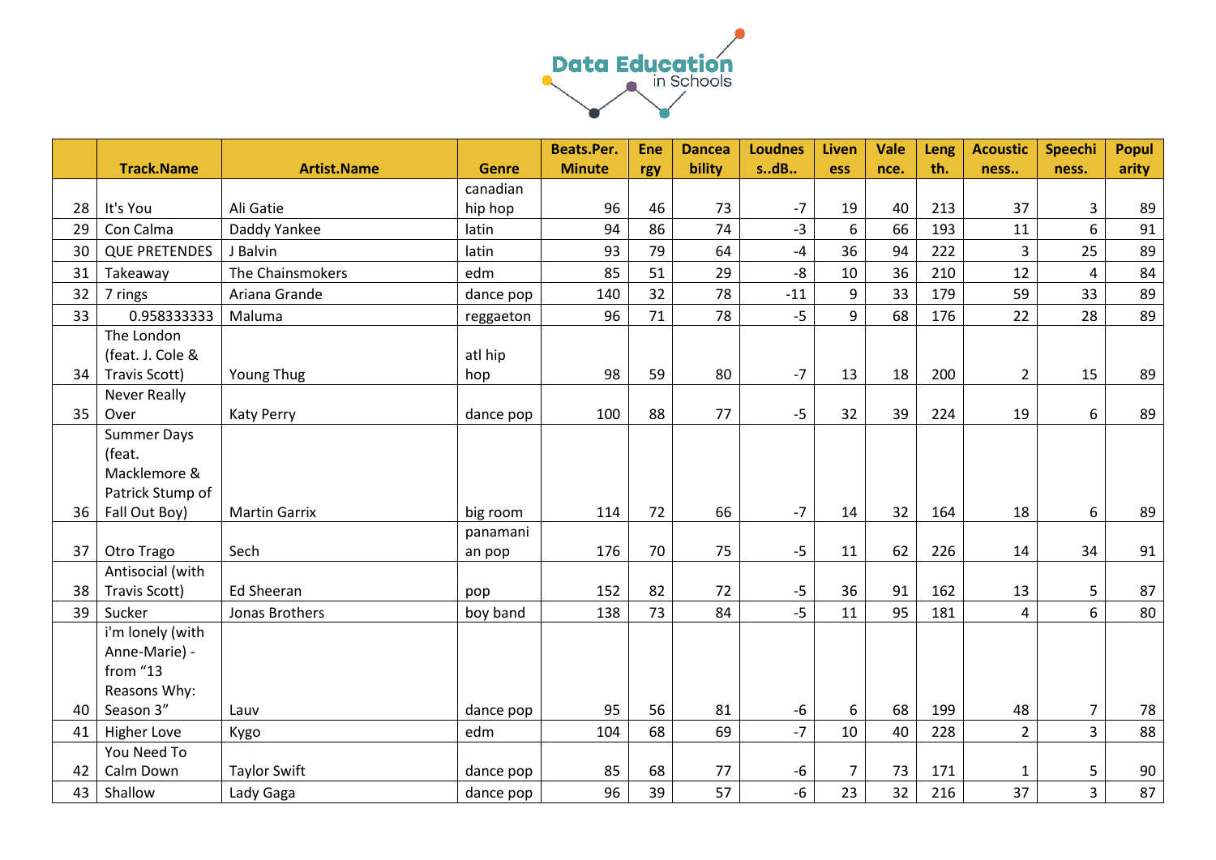|  | Track.Name | Artist.Name | Genre | Beats.Per.Minute | Energy | Danceability | Loudness..dB.. | Liveness | Valence. | Length. | Acousticness.. | Speechiness. | Popularity |
|---|---|---|---|---|---|---|---|---|---|---|---|---|---|
| 28 | It's You | Ali Gatie | canadian hip hop | 96 | 46 | 73 | -7 | 19 | 40 | 213 | 37 | 3 | 89 |
| 29 | Con Calma | Daddy Yankee | latin | 94 | 86 | 74 | -3 | 6 | 66 | 193 | 11 | 6 | 91 |
| 30 | QUE PRETENDES | J Balvin | latin | 93 | 79 | 64 | -4 | 36 | 94 | 222 | 3 | 25 | 89 |
| 31 | Takeaway | The Chainsmokers | edm | 85 | 51 | 29 | -8 | 10 | 36 | 210 | 12 | 4 | 84 |
| 32 | 7 rings | Ariana Grande | dance pop | 140 | 32 | 78 | -11 | 9 | 33 | 179 | 59 | 33 | 89 |
| 33 | 0.958333333 | Maluma | reggaeton | 96 | 71 | 78 | -5 | 9 | 68 | 176 | 22 | 28 | 89 |
| 34 | The London (feat. J. Cole & Travis Scott) | Young Thug | atl hip hop | 98 | 59 | 80 | -7 | 13 | 18 | 200 | 2 | 15 | 89 |
| 35 | Never Really Over | Katy Perry | dance pop | 100 | 88 | 77 | -5 | 32 | 39 | 224 | 19 | 6 | 89 |
| 36 | Summer Days (feat. Macklemore & Patrick Stump of Fall Out Boy) | Martin Garrix | big room | 114 | 72 | 66 | -7 | 14 | 32 | 164 | 18 | 6 | 89 |
| 37 | Otro Trago | Sech | panamanian pop | 176 | 70 | 75 | -5 | 11 | 62 | 226 | 14 | 34 | 91 |
| 38 | Antisocial (with Travis Scott) | Ed Sheeran | pop | 152 | 82 | 72 | -5 | 36 | 91 | 162 | 13 | 5 | 87 |
| 39 | Sucker | Jonas Brothers | boy band | 138 | 73 | 84 | -5 | 11 | 95 | 181 | 4 | 6 | 80 |
| 40 | i'm lonely (with Anne-Marie) - from "13 Reasons Why: Season 3" | Lauv | dance pop | 95 | 56 | 81 | -6 | 6 | 68 | 199 | 48 | 7 | 78 |
| 41 | Higher Love | Kygo | edm | 104 | 68 | 69 | -7 | 10 | 40 | 228 | 2 | 3 | 88 |
| 42 | You Need To Calm Down | Taylor Swift | dance pop | 85 | 68 | 77 | -6 | 7 | 73 | 171 | 1 | 5 | 90 |
| 43 | Shallow | Lady Gaga | dance pop | 96 | 39 | 57 | -6 | 23 | 32 | 216 | 37 | 3 | 87 |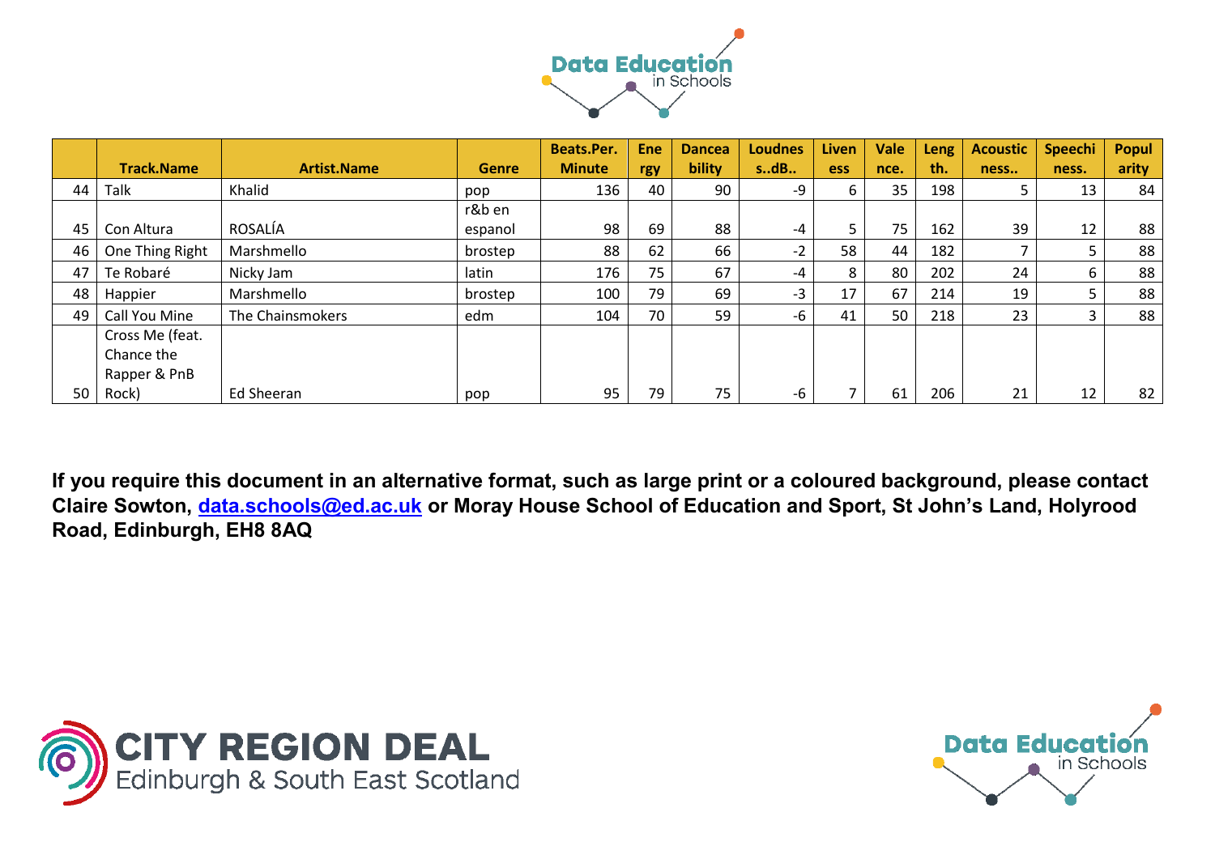|  | Track.Name | Artist.Name | Genre | Beats.Per.Minute | Energy | Danceability | Loudness..dB.. | Liveness | Valence. | Length. | Acousticness.. | Speechiness. | Popularity |
|---|---|---|---|---|---|---|---|---|---|---|---|---|---|
| 44 | Talk | Khalid | pop | 136 | 40 | 90 | -9 | 6 | 35 | 198 | 5 | 13 | 84 |
| 45 | Con Altura | ROSALÍA | r&b en espanol | 98 | 69 | 88 | -4 | 5 | 75 | 162 | 39 | 12 | 88 |
| 46 | One Thing Right | Marshmello | brostep | 88 | 62 | 66 | -2 | 58 | 44 | 182 | 7 | 5 | 88 |
| 47 | Te Robaré | Nicky Jam | latin | 176 | 75 | 67 | -4 | 8 | 80 | 202 | 24 | 6 | 88 |
| 48 | Happier | Marshmello | brostep | 100 | 79 | 69 | -3 | 17 | 67 | 214 | 19 | 5 | 88 |
| 49 | Call You Mine | The Chainsmokers | edm | 104 | 70 | 59 | -6 | 41 | 50 | 218 | 23 | 3 | 88 |
| 50 | Cross Me (feat. Chance the Rapper & PnB Rock) | Ed Sheeran | pop | 95 | 79 | 75 | -6 | 7 | 61 | 206 | 21 | 12 | 82 |

**If you require this document in an alternative format, such as large print or a coloured background, please contact Claire Sowton, [data.schools@ed.ac.uk](mailto:data.schools@ed.ac.uk) or Moray House School of Education and Sport, St John's Land, Holyrood Road, Edinburgh, EH8 8AQ**